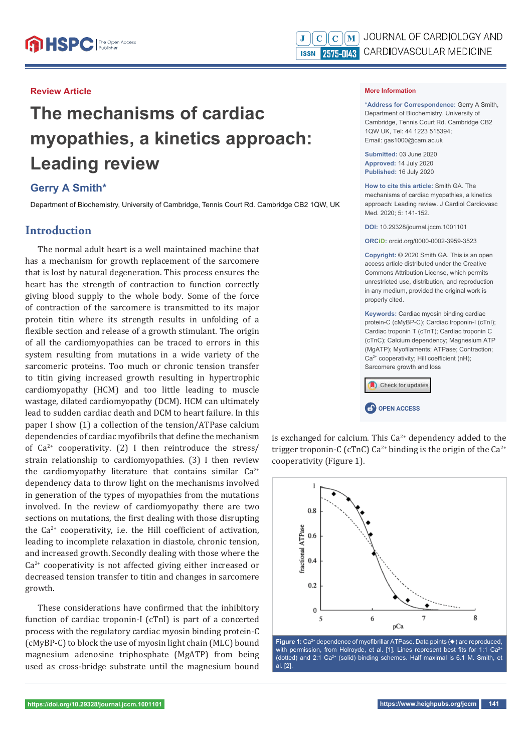Review Article

# The mechanisms of cardiac myopathies, a kinetics approach: Leading review

**Gerry A Smith***

Department of Biochemistry, University of Cambridge, Tennis Court Rd. Cambridge CB2 1QW, UK

**More Information**

***Address for Correspondence:** Gerry A Smith, Department of Biochemistry, University of Cambridge, Tennis Court Rd. Cambridge CB2 1QW UK, Tel: 44 1223 515394; Email: gas1000@cam.ac.uk

**Submitted:** 03 June 2020
**Approved:** 14 July 2020
**Published:** 16 July 2020

**How to cite this article:** Smith GA. The mechanisms of cardiac myopathies, a kinetics approach: Leading review. J Cardiol Cardiovasc Med. 2020; 5: 141-152.

**DOI:** 10.29328/journal.jccm.1001101

**ORCiD:** orcid.org/0000-0002-3959-3523

**Copyright:** © 2020 Smith GA. This is an open access article distributed under the Creative Commons Attribution License, which permits unrestricted use, distribution, and reproduction in any medium, provided the original work is properly cited.

**Keywords:** Cardiac myosin binding cardiac protein-C (cMyBP-C); Cardiac troponin-I (cTnI); Cardiac troponin T (cTnT); Cardiac troponin C (cTnC); Calcium dependency; Magnesium ATP (MgATP); Myofilaments; ATPase; Contraction; $Ca^{2+}$ cooperativity; Hill coefficient (nH); Sarcomere growth and loss

OPEN ACCESS

## Introduction

The normal adult heart is a well maintained machine that has a mechanism for growth replacement of the sarcomere that is lost by natural degeneration. This process ensures the heart has the strength of contraction to function correctly giving blood supply to the whole body. Some of the force of contraction of the sarcomere is transmitted to its major protein titin where its strength results in unfolding of a flexible section and release of a growth stimulant. The origin of all the cardiomyopathies can be traced to errors in this system resulting from mutations in a wide variety of the sarcomeric proteins. Too much or chronic tension transfer to titin giving increased growth resulting in hypertrophic cardiomyopathy (HCM) and too little leading to muscle wastage, dilated cardiomyopathy (DCM). HCM can ultimately lead to sudden cardiac death and DCM to heart failure. In this paper I show (1) a collection of the tension/ATPase calcium dependencies of cardiac myofibrils that define the mechanism of $Ca^{2+}$ cooperativity. (2) I then reintroduce the stress/strain relationship to cardiomyopathies. (3) I then review the cardiomyopathy literature that contains similar $Ca^{2+}$ dependency data to throw light on the mechanisms involved in generation of the types of myopathies from the mutations involved. In the review of cardiomyopathy there are two sections on mutations, the first dealing with those disrupting the $Ca^{2+}$ cooperativity, i.e. the Hill coefficient of activation, leading to incomplete relaxation in diastole, chronic tension, and increased growth. Secondly dealing with those where the $Ca^{2+}$ cooperativity is not affected giving either increased or decreased tension transfer to titin and changes in sarcomere growth.

These considerations have confirmed that the inhibitory function of cardiac troponin-I (cTnI) is part of a concerted process with the regulatory cardiac myosin binding protein-C (cMyBP-C) to block the use of myosin light chain (MLC) bound magnesium adenosine triphosphate (MgATP) from being used as cross-bridge substrate until the magnesium bound is exchanged for calcium. This $Ca^{2+}$ dependency added to the trigger troponin-C (cTnC) $Ca^{2+}$ binding is the origin of the $Ca^{2+}$ cooperativity (Figure 1).

**Figure 1:** $Ca^{2+}$ dependence of myofibrillar ATPase. Data points (◆) are reproduced, with permission, from Holroyde, et al. [1]. Lines represent best fits for 1:1 $Ca^{2+}$ (dotted) and 2:1 $Ca^{2+}$ (solid) binding schemes. Half maximal is 6.1 M. Smith, et al. [2].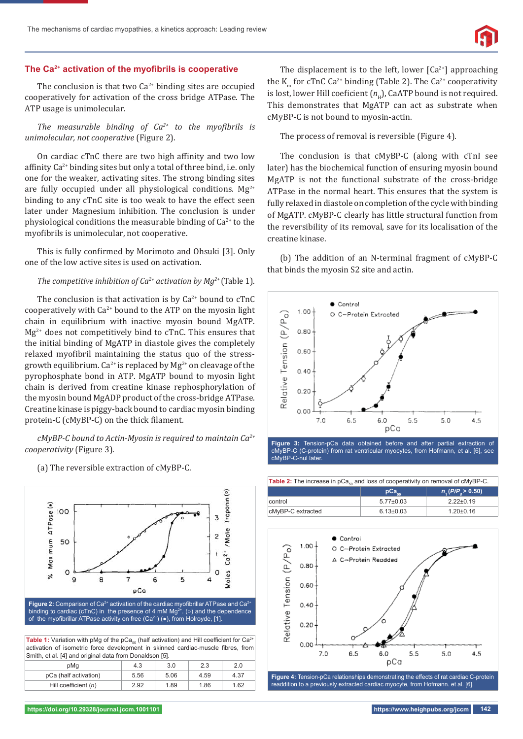## The $Ca^{2+}$ activation of the myofibrils is cooperative

The conclusion is that two $Ca^{2+}$ binding sites are occupied cooperatively for activation of the cross bridge ATPase. The ATP usage is unimolecular.

*The measurable binding of $Ca^{2+}$ to the myofibrils is unimolecular, not cooperative* (Figure 2).

On cardiac cTnC there are two high affinity and two low affinity $Ca^{2+}$ binding sites but only a total of three bind, i.e. only one for the weaker, activating sites. The strong binding sites are fully occupied under all physiological conditions. $Mg^{2+}$ binding to any cTnC site is too weak to have the effect seen later under Magnesium inhibition. The conclusion is under physiological conditions the measurable binding of $Ca^{2+}$ to the myofibrils is unimolecular, not cooperative.

This is fully confirmed by Morimoto and Ohsuki [3]. Only one of the low active sites is used on activation.

*The competitive inhibition of $Ca^{2+}$ activation by $Mg^{2+}$* (Table 1).

The conclusion is that activation is by $Ca^{2+}$ bound to cTnC cooperatively with $Ca^{2+}$ bound to the ATP on the myosin light chain in equilibrium with inactive myosin bound MgATP. $Mg^{2+}$ does not competitively bind to cTnC. This ensures that the initial binding of MgATP in diastole gives the completely relaxed myofibril maintaining the status quo of the stress-growth equilibrium. $Ca^{2+}$ is replaced by $Mg^{2+}$ on cleavage of the pyrophosphate bond in ATP. MgATP bound to myosin light chain is derived from creatine kinase rephosphorylation of the myosin bound MgADP product of the cross-bridge ATPase. Creatine kinase is piggy-back bound to cardiac myosin binding protein-C (cMyBP-C) on the thick filament.

*cMyBP-C bound to Actin-Myosin is required to maintain $Ca^{2+}$ cooperativity* (Figure 3).

(a) The reversible extraction of cMyBP-C.

**Figure 2:** Comparison of $Ca^{2+}$ activation of the cardiac myofibrillar ATPase and $Ca^{2+}$ binding to cardiac (cTnC) in the presence of 4 mM $Mg^{2+}$. (○) and the dependence of the myofibrillar ATPase activity on free ($Ca^{2+}$) (●), from Holroyde, [1].

**Table 1:** Variation with pMg of the $pCa_{50}$ (half activation) and Hill coefficient for $Ca^{2+}$ activation of isometric force development in skinned cardiac-muscle fibres, from Smith, et al. [4] and original data from Donaldson [5].

| pMg | 4.3 | 3.0 | 2.3 | 2.0 |
|---|---|---|---|---|
| pCa (half activation) | 5.56 | 5.06 | 4.59 | 4.37 |
| Hill coefficient ($n$) | 2.92 | 1.89 | 1.86 | 1.62 |

The displacement is to the left, lower [$Ca^{2+}$] approaching the $K_m$ for cTnC $Ca^{2+}$ binding (Table 2). The $Ca^{2+}$ cooperativity is lost, lower Hill coeficient ($n_H$), CaATP bound is not required. This demonstrates that MgATP can act as substrate when cMyBP-C is not bound to myosin-actin.

The process of removal is reversible (Figure 4).

The conclusion is that cMyBP-C (along with cTnI see later) has the biochemical function of ensuring myosin bound MgATP is not the functional substrate of the cross-bridge ATPase in the normal heart. This ensures that the system is fully relaxed in diastole on completion of the cycle with binding of MgATP. cMyBP-C clearly has little structural function from the reversibility of its removal, save for its localisation of the creatine kinase.

(b) The addition of an N-terminal fragment of cMyBP-C that binds the myosin S2 site and actin.

**Figure 3:** Tension-pCa data obtained before and after partial extraction of cMyBP-C (C-protein) from rat ventricular myocytes, from Hofmann, et al. [6], see cMyBP-C-nul later.

**Table 2:** The increase in $pCa_{50}$ and loss of cooperativity on removal of cMyBP-C.

| | $pCa_{50}$ | $n_1$ ($P/P_o$ > 0.50) |
|---|---|---|
| control | 5.77±0.03 | 2.22±0.19 |
| cMyBP-C extracted | 6.13±0.03 | 1.20±0.16 |

**Figure 4:** Tension-pCa relationships demonstrating the effects of rat cardiac C-protein readdition to a previously extracted cardiac myocyte, from Hofmann. et al. [6].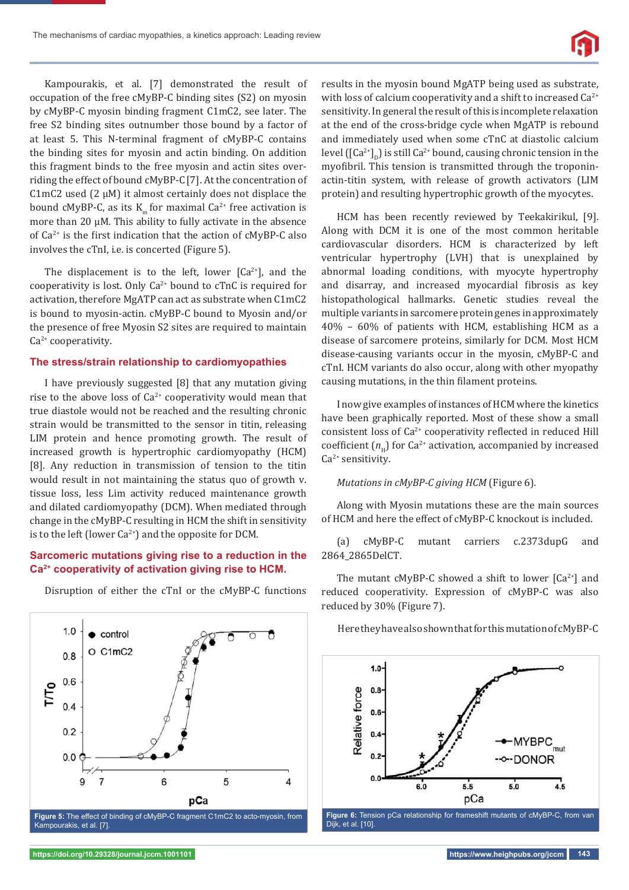Kampourakis, et al. [7] demonstrated the result of occupation of the free cMyBP-C binding sites (S2) on myosin by cMyBP-C myosin binding fragment C1mC2, see later. The free S2 binding sites outnumber those bound by a factor of at least 5. This N-terminal fragment of cMyBP-C contains the binding sites for myosin and actin binding. On addition this fragment binds to the free myosin and actin sites over-riding the effect of bound cMyBP-C [7]. At the concentration of C1mC2 used (2 μM) it almost certainly does not displace the bound cMyBP-C, as its $K_m$ for maximal $Ca^{2+}$ free activation is more than 20 μM. This ability to fully activate in the absence of $Ca^{2+}$ is the first indication that the action of cMyBP-C also involves the cTnI, i.e. is concerted (Figure 5).

The displacement is to the left, lower [$Ca^{2+}$], and the cooperativity is lost. Only $Ca^{2+}$ bound to cTnC is required for activation, therefore MgATP can act as substrate when C1mC2 is bound to myosin-actin. cMyBP-C bound to Myosin and/or the presence of free Myosin S2 sites are required to maintain $Ca^{2+}$ cooperativity.

## The stress/strain relationship to cardiomyopathies

I have previously suggested [8] that any mutation giving rise to the above loss of $Ca^{2+}$ cooperativity would mean that true diastole would not be reached and the resulting chronic strain would be transmitted to the sensor in titin, releasing LIM protein and hence promoting growth. The result of increased growth is hypertrophic cardiomyopathy (HCM) [8]. Any reduction in transmission of tension to the titin would result in not maintaining the status quo of growth v. tissue loss, less Lim activity reduced maintenance growth and dilated cardiomyopathy (DCM). When mediated through change in the cMyBP-C resulting in HCM the shift in sensitivity is to the left (lower $Ca^{2+}$) and the opposite for DCM.

## Sarcomeric mutations giving rise to a reduction in the $Ca^{2+}$ cooperativity of activation giving rise to HCM.

Disruption of either the cTnI or the cMyBP-C functions results in the myosin bound MgATP being used as substrate, with loss of calcium cooperativity and a shift to increased $Ca^{2+}$ sensitivity. In general the result of this is incomplete relaxation at the end of the cross-bridge cycle when MgATP is rebound and immediately used when some cTnC at diastolic calcium level ($[Ca^{2+}]_D$) is still $Ca^{2+}$ bound, causing chronic tension in the myofibril. This tension is transmitted through the troponin-actin-titin system, with release of growth activators (LIM protein) and resulting hypertrophic growth of the myocytes.

Figure 5: The effect of binding of cMyBP-C fragment C1mC2 to acto-myosin, from Kampourakis, et al. [7].

HCM has been recently reviewed by Teekakirikul, [9]. Along with DCM it is one of the most common heritable cardiovascular disorders. HCM is characterized by left ventricular hypertrophy (LVH) that is unexplained by abnormal loading conditions, with myocyte hypertrophy and disarray, and increased myocardial fibrosis as key histopathological hallmarks. Genetic studies reveal the multiple variants in sarcomere protein genes in approximately 40% – 60% of patients with HCM, establishing HCM as a disease of sarcomere proteins, similarly for DCM. Most HCM disease-causing variants occur in the myosin, cMyBP-C and cTnI. HCM variants do also occur, along with other myopathy causing mutations, in the thin filament proteins.

I now give examples of instances of HCM where the kinetics have been graphically reported. Most of these show a small consistent loss of $Ca^{2+}$ cooperativity reflected in reduced Hill coefficient ($n_H$) for $Ca^{2+}$ activation, accompanied by increased $Ca^{2+}$ sensitivity.

*Mutations in cMyBP-C giving HCM* (Figure 6).

Along with Myosin mutations these are the main sources of HCM and here the effect of cMyBP-C knockout is included.

(a) cMyBP-C mutant carriers c.2373dupG and 2864_2865DelCT.

The mutant cMyBP-C showed a shift to lower [$Ca^{2+}$] and reduced cooperativity. Expression of cMyBP-C was also reduced by 30% (Figure 7).

Here they have also shown that for this mutation of cMyBP-C

Figure 6: Tension pCa relationship for frameshift mutants of cMyBP-C, from van Dijk, et al. [10].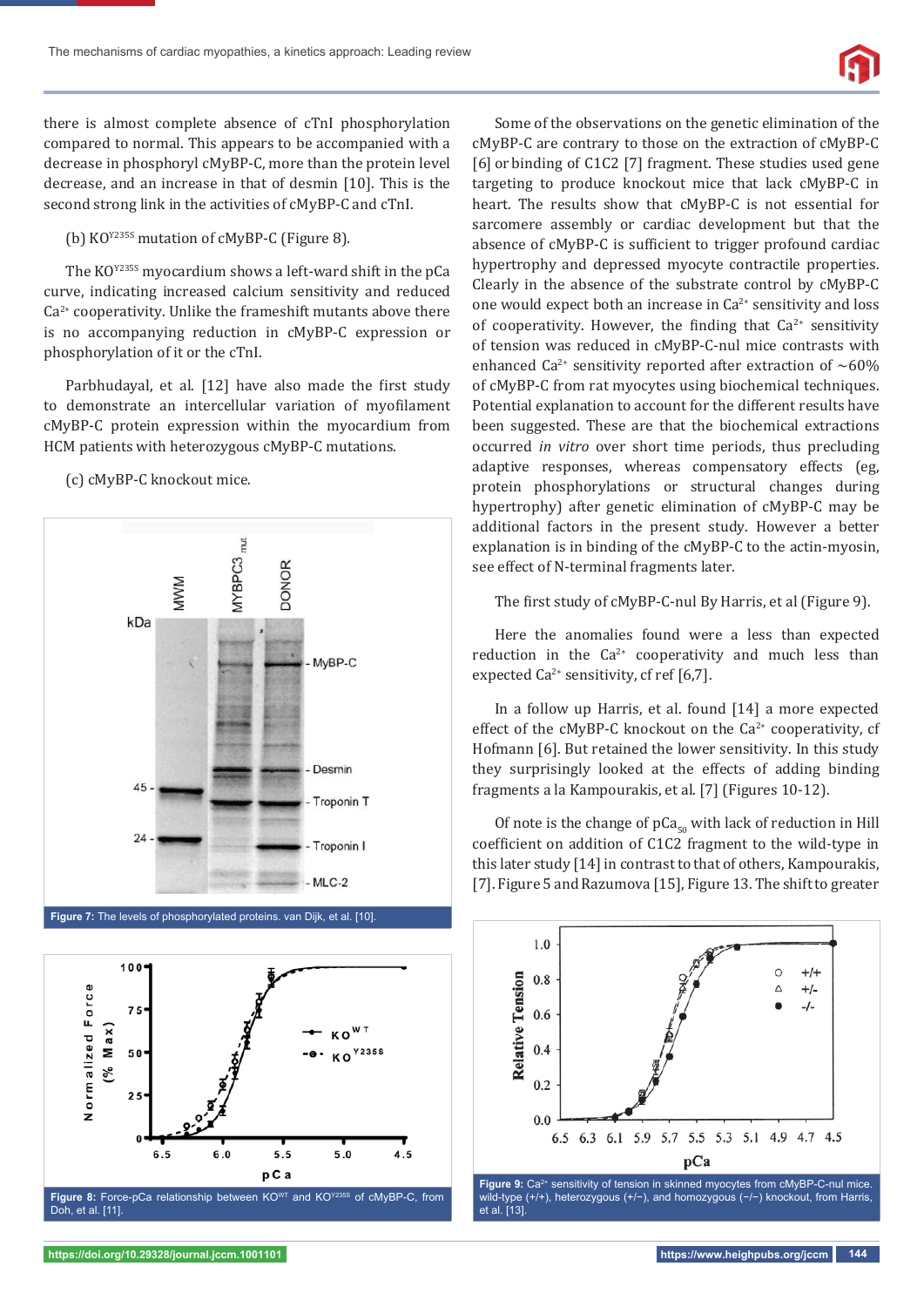there is almost complete absence of cTnI phosphorylation compared to normal. This appears to be accompanied with a decrease in phosphoryl cMyBP-C, more than the protein level decrease, and an increase in that of desmin [10]. This is the second strong link in the activities of cMyBP-C and cTnI.

(b) $KO^{Y235S}$ mutation of cMyBP-C (Figure 8).

The $KO^{Y235S}$ myocardium shows a left-ward shift in the pCa curve, indicating increased calcium sensitivity and reduced $Ca^{2+}$ cooperativity. Unlike the frameshift mutants above there is no accompanying reduction in cMyBP-C expression or phosphorylation of it or the cTnI.

Parbhudayal, et al. [12] have also made the first study to demonstrate an intercellular variation of myofilament cMyBP-C protein expression within the myocardium from HCM patients with heterozygous cMyBP-C mutations.

(c) cMyBP-C knockout mice.

**Figure 7:** The levels of phosphorylated proteins. van Dijk, et al. [10].

**Figure 8:** Force-pCa relationship between $KO^{WT}$ and $KO^{Y235S}$ of cMyBP-C, from Doh, et al. [11].

Some of the observations on the genetic elimination of the cMyBP-C are contrary to those on the extraction of cMyBP-C [6] or binding of C1C2 [7] fragment. These studies used gene targeting to produce knockout mice that lack cMyBP-C in heart. The results show that cMyBP-C is not essential for sarcomere assembly or cardiac development but that the absence of cMyBP-C is sufficient to trigger profound cardiac hypertrophy and depressed myocyte contractile properties. Clearly in the absence of the substrate control by cMyBP-C one would expect both an increase in $Ca^{2+}$ sensitivity and loss of cooperativity. However, the finding that $Ca^{2+}$ sensitivity of tension was reduced in cMyBP-C-nul mice contrasts with enhanced $Ca^{2+}$ sensitivity reported after extraction of ~60% of cMyBP-C from rat myocytes using biochemical techniques. Potential explanation to account for the different results have been suggested. These are that the biochemical extractions occurred *in vitro* over short time periods, thus precluding adaptive responses, whereas compensatory effects (eg, protein phosphorylations or structural changes during hypertrophy) after genetic elimination of cMyBP-C may be additional factors in the present study. However a better explanation is in binding of the cMyBP-C to the actin-myosin, see effect of N-terminal fragments later.

The first study of cMyBP-C-nul By Harris, et al (Figure 9).

Here the anomalies found were a less than expected reduction in the $Ca^{2+}$ cooperativity and much less than expected $Ca^{2+}$ sensitivity, cf ref [6,7].

In a follow up Harris, et al. found [14] a more expected effect of the cMyBP-C knockout on the $Ca^{2+}$ cooperativity, cf Hofmann [6]. But retained the lower sensitivity. In this study they surprisingly looked at the effects of adding binding fragments a la Kampourakis, et al. [7] (Figures 10-12).

Of note is the change of $pCa_{50}$ with lack of reduction in Hill coefficient on addition of C1C2 fragment to the wild-type in this later study [14] in contrast to that of others, Kampourakis, [7]. Figure 5 and Razumova [15], Figure 13. The shift to greater

**Figure 9:** $Ca^{2+}$ sensitivity of tension in skinned myocytes from cMyBP-C-nul mice. wild-type (+/+), heterozygous (+/−), and homozygous (−/−) knockout, from Harris, et al. [13].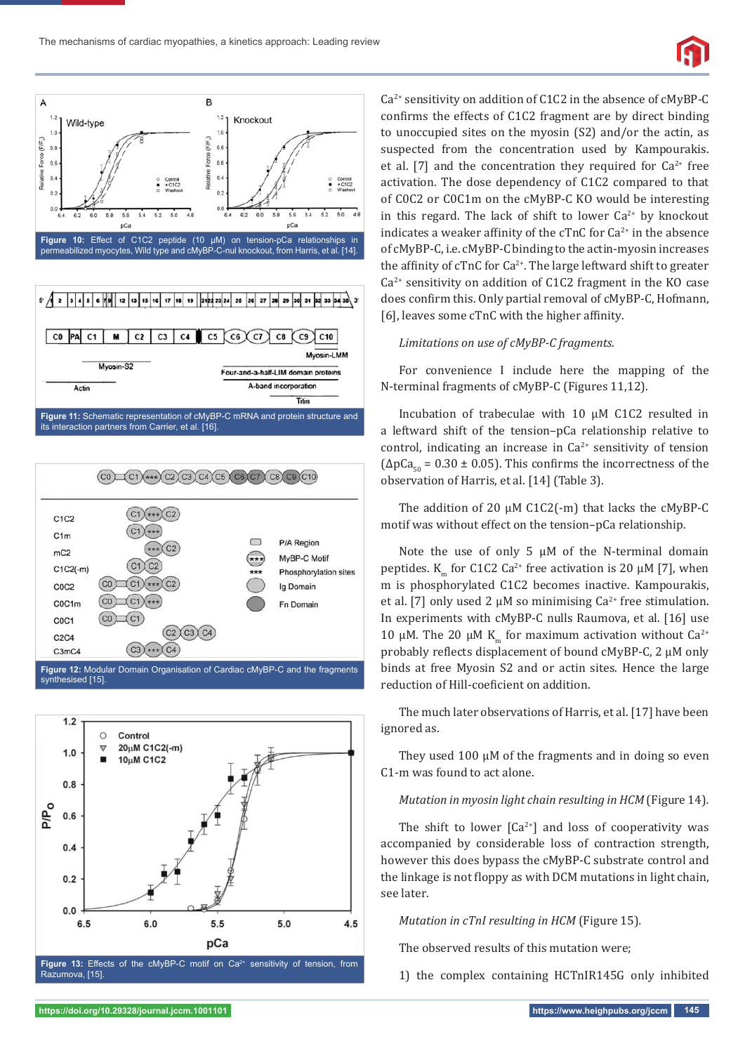**Figure 10:** Effect of C1C2 peptide (10 µM) on tension-pCa relationships in permeabilized myocytes, Wild type and cMyBP-C-nul knockout, from Harris, et al. [14].

**Figure 11:** Schematic representation of cMyBP-C mRNA and protein structure and its interaction partners from Carrier, et al. [16].

**Figure 12:** Modular Domain Organisation of Cardiac cMyBP-C and the fragments synthesised [15].

**Figure 13:** Effects of the cMyBP-C motif on $Ca^{2+}$ sensitivity of tension, from Razumova, [15].

$Ca^{2+}$ sensitivity on addition of C1C2 in the absence of cMyBP-C confirms the effects of C1C2 fragment are by direct binding to unoccupied sites on the myosin (S2) and/or the actin, as suspected from the concentration used by Kampourakis. et al. [7] and the concentration they required for $Ca^{2+}$ free activation. The dose dependency of C1C2 compared to that of C0C2 or C0C1m on the cMyBP-C KO would be interesting in this regard. The lack of shift to lower $Ca^{2+}$ by knockout indicates a weaker affinity of the cTnC for $Ca^{2+}$ in the absence of cMyBP-C, i.e. cMyBP-C binding to the actin-myosin increases the affinity of cTnC for $Ca^{2+}$. The large leftward shift to greater $Ca^{2+}$ sensitivity on addition of C1C2 fragment in the KO case does confirm this. Only partial removal of cMyBP-C, Hofmann, [6], leaves some cTnC with the higher affinity.

*Limitations on use of cMyBP-C fragments.*

For convenience I include here the mapping of the N-terminal fragments of cMyBP-C (Figures 11,12).

Incubation of trabeculae with 10 µM C1C2 resulted in a leftward shift of the tension–pCa relationship relative to control, indicating an increase in $Ca^{2+}$ sensitivity of tension ($\Delta pCa_{50} = 0.30 \pm 0.05$). This confirms the incorrectness of the observation of Harris, et al. [14] (Table 3).

The addition of 20 µM C1C2(-m) that lacks the cMyBP-C motif was without effect on the tension–pCa relationship.

Note the use of only 5 µM of the N-terminal domain peptides. $K_m$ for C1C2 $Ca^{2+}$ free activation is 20 µM [7], when m is phosphorylated C1C2 becomes inactive. Kampourakis, et al. [7] only used 2 µM so minimising $Ca^{2+}$ free stimulation. In experiments with cMyBP-C nulls Raumova, et al. [16] use 10 µM. The 20 µM $K_m$ for maximum activation without $Ca^{2+}$ probably reflects displacement of bound cMyBP-C, 2 µM only binds at free Myosin S2 and or actin sites. Hence the large reduction of Hill-coeficient on addition.

The much later observations of Harris, et al. [17] have been ignored as.

They used 100 µM of the fragments and in doing so even C1-m was found to act alone.

*Mutation in myosin light chain resulting in HCM* (Figure 14).

The shift to lower [$Ca^{2+}$] and loss of cooperativity was accompanied by considerable loss of contraction strength, however this does bypass the cMyBP-C substrate control and the linkage is not floppy as with DCM mutations in light chain, see later.

*Mutation in cTnI resulting in HCM* (Figure 15).

The observed results of this mutation were;

1) the complex containing HCTnIR145G only inhibited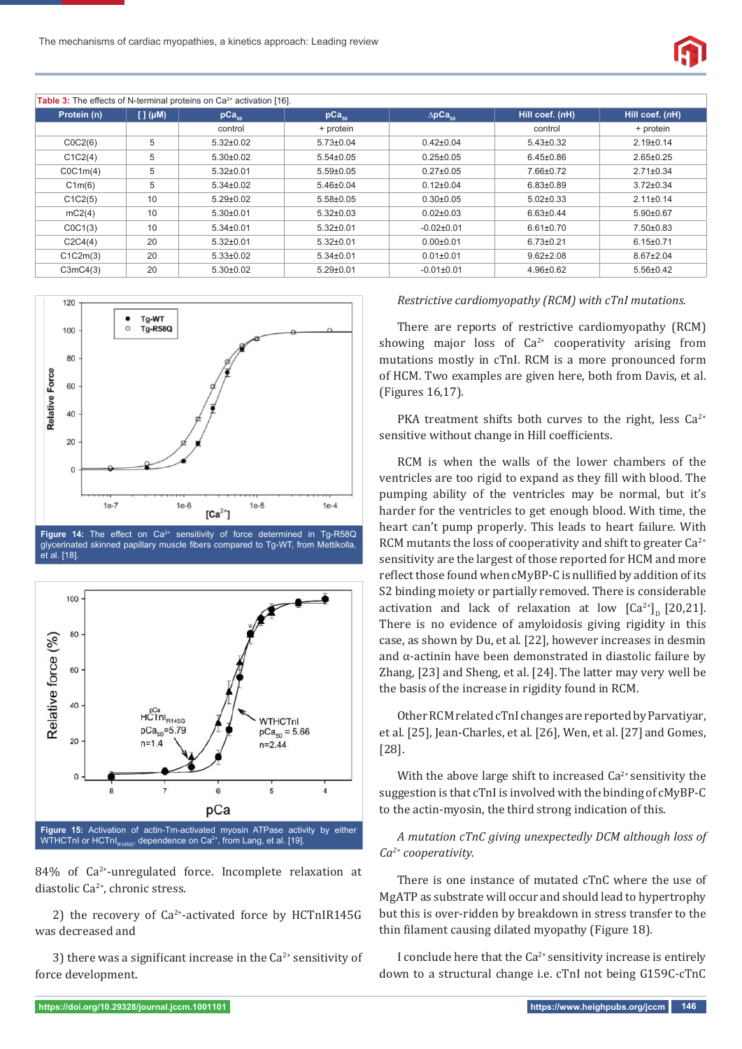**Table 3:** The effects of N-terminal proteins on $Ca^{2+}$ activation [16].

| Protein (n) | [ ] (μM) | $pCa_{50}$ | $pCa_{50}$ | $\Delta pCa_{50}$ | Hill coef. (nH) | Hill coef. (nH) |
|---|---|---|---|---|---|---|
| | | control | + protein | | control | + protein |
| C0C2(6) | 5 | 5.32±0.02 | 5.73±0.04 | 0.42±0.04 | 5.43±0.32 | 2.19±0.14 |
| C1C2(4) | 5 | 5.30±0.02 | 5.54±0.05 | 0.25±0.05 | 6.45±0.86 | 2.65±0.25 |
| C0C1m(4) | 5 | 5.32±0.01 | 5.59±0.05 | 0.27±0.05 | 7.66±0.72 | 2.71±0.34 |
| C1m(6) | 5 | 5.34±0.02 | 5.46±0.04 | 0.12±0.04 | 6.83±0.89 | 3.72±0.34 |
| C1C2(5) | 10 | 5.29±0.02 | 5.58±0.05 | 0.30±0.05 | 5.02±0.33 | 2.11±0.14 |
| mC2(4) | 10 | 5.30±0.01 | 5.32±0.03 | 0.02±0.03 | 6.63±0.44 | 5.90±0.67 |
| C0C1(3) | 10 | 5.34±0.01 | 5.32±0.01 | -0.02±0.01 | 6.61±0.70 | 7.50±0.83 |
| C2C4(4) | 20 | 5.32±0.01 | 5.32±0.01 | 0.00±0.01 | 6.73±0.21 | 6.15±0.71 |
| C1C2m(3) | 20 | 5.33±0.02 | 5.34±0.01 | 0.01±0.01 | 9.62±2.08 | 8.67±2.04 |
| C3mC4(3) | 20 | 5.30±0.02 | 5.29±0.01 | -0.01±0.01 | 4.96±0.62 | 5.56±0.42 |

**Figure 14:** The effect on $Ca^{2+}$ sensitivity of force determined in Tg-R58Q glycerinated skinned papillary muscle fibers compared to Tg-WT, from Mettikolla, et al. [18].

**Figure 15:** Activation of actin-Tm-activated myosin ATPase activity by either WTHCTnI or $HCTnI_{R145G}$, dependence on $Ca^{2+}$, from Lang, et al. [19].

84% of $Ca^{2+}$-unregulated force. Incomplete relaxation at diastolic $Ca^{2+}$, chronic stress.

2) the recovery of $Ca^{2+}$-activated force by HCTnIR145G was decreased and

3) there was a significant increase in the $Ca^{2+}$ sensitivity of force development.

*Restrictive cardiomyopathy (RCM) with cTnI mutations.*

There are reports of restrictive cardiomyopathy (RCM) showing major loss of $Ca^{2+}$ cooperativity arising from mutations mostly in cTnI. RCM is a more pronounced form of HCM. Two examples are given here, both from Davis, et al. (Figures 16,17).

PKA treatment shifts both curves to the right, less $Ca^{2+}$ sensitive without change in Hill coefficients.

RCM is when the walls of the lower chambers of the ventricles are too rigid to expand as they fill with blood. The pumping ability of the ventricles may be normal, but it's harder for the ventricles to get enough blood. With time, the heart can't pump properly. This leads to heart failure. With RCM mutants the loss of cooperativity and shift to greater $Ca^{2+}$ sensitivity are the largest of those reported for HCM and more reflect those found when cMyBP-C is nullified by addition of its S2 binding moiety or partially removed. There is considerable activation and lack of relaxation at low $[Ca^{2+}]_D$ [20,21]. There is no evidence of amyloidosis giving rigidity in this case, as shown by Du, et al. [22], however increases in desmin and α-actinin have been demonstrated in diastolic failure by Zhang, [23] and Sheng, et al. [24]. The latter may very well be the basis of the increase in rigidity found in RCM.

Other RCM related cTnI changes are reported by Parvatiyar, et al. [25], Jean-Charles, et al. [26], Wen, et al. [27] and Gomes, [28].

With the above large shift to increased $Ca^{2+}$ sensitivity the suggestion is that cTnI is involved with the binding of cMyBP-C to the actin-myosin, the third strong indication of this.

*A mutation cTnC giving unexpectedly DCM although loss of $Ca^{2+}$ cooperativity.*

There is one instance of mutated cTnC where the use of MgATP as substrate will occur and should lead to hypertrophy but this is over-ridden by breakdown in stress transfer to the thin filament causing dilated myopathy (Figure 18).

I conclude here that the $Ca^{2+}$ sensitivity increase is entirely down to a structural change i.e. cTnI not being G159C-cTnC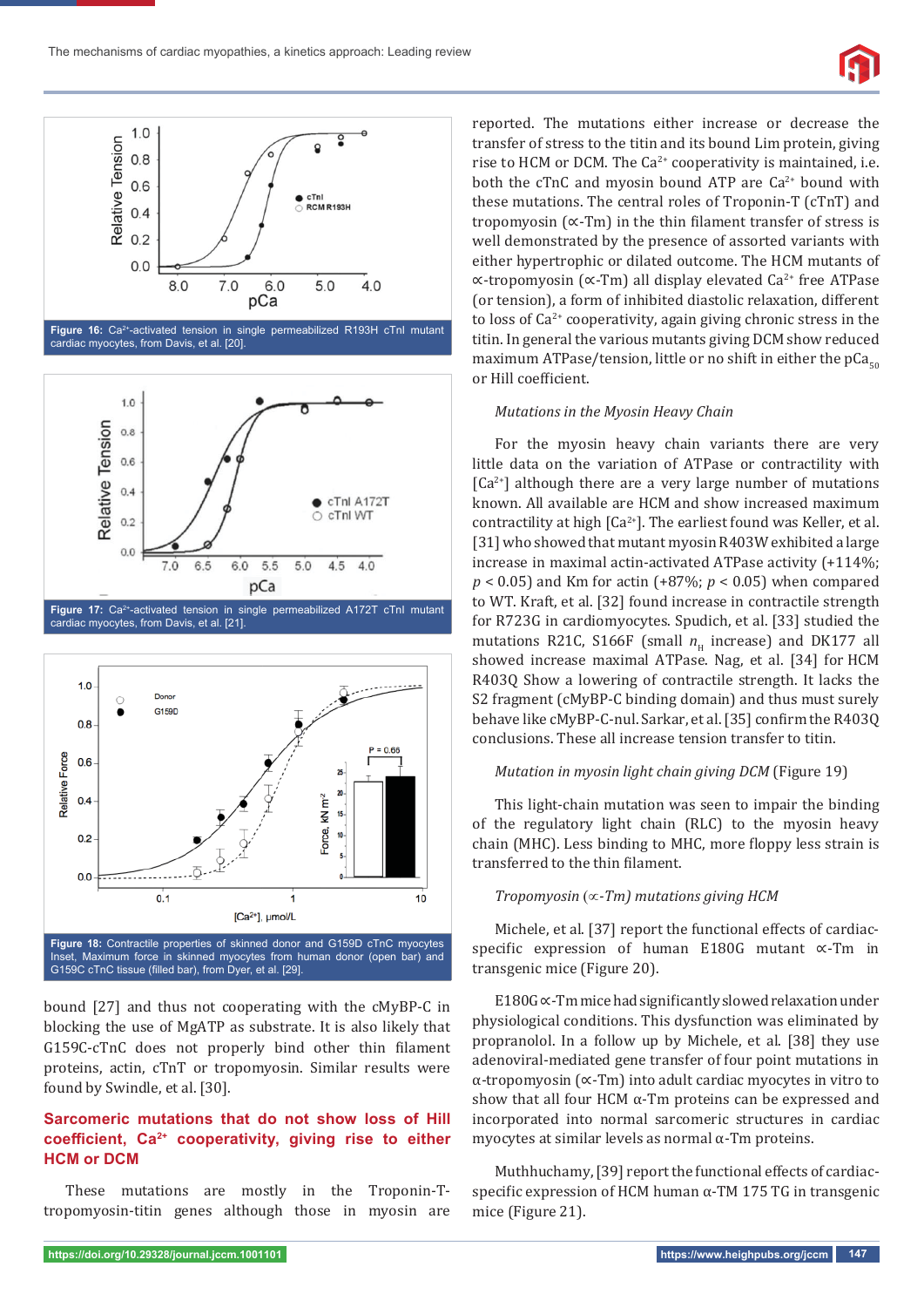Figure 16: $Ca^{2+}$-activated tension in single permeabilized R193H cTnI mutant cardiac myocytes, from Davis, et al. [20].

Figure 17: $Ca^{2+}$-activated tension in single permeabilized A172T cTnI mutant cardiac myocytes, from Davis, et al. [21].

Figure 18: Contractile properties of skinned donor and G159D cTnC myocytes Inset, Maximum force in skinned myocytes from human donor (open bar) and G159C cTnC tissue (filled bar), from Dyer, et al. [29].

bound [27] and thus not cooperating with the cMyBP-C in blocking the use of MgATP as substrate. It is also likely that G159C-cTnC does not properly bind other thin filament proteins, actin, cTnT or tropomyosin. Similar results were found by Swindle, et al. [30].

## Sarcomeric mutations that do not show loss of Hill coefficient, $Ca^{2+}$ cooperativity, giving rise to either HCM or DCM

These mutations are mostly in the Troponin-T-tropomyosin-titin genes although those in myosin are reported. The mutations either increase or decrease the transfer of stress to the titin and its bound Lim protein, giving rise to HCM or DCM. The $Ca^{2+}$ cooperativity is maintained, i.e. both the cTnC and myosin bound ATP are $Ca^{2+}$ bound with these mutations. The central roles of Troponin-T (cTnT) and tropomyosin (∝-Tm) in the thin filament transfer of stress is well demonstrated by the presence of assorted variants with either hypertrophic or dilated outcome. The HCM mutants of ∝-tropomyosin (∝-Tm) all display elevated $Ca^{2+}$ free ATPase (or tension), a form of inhibited diastolic relaxation, different to loss of $Ca^{2+}$ cooperativity, again giving chronic stress in the titin. In general the various mutants giving DCM show reduced maximum ATPase/tension, little or no shift in either the $pCa_{50}$ or Hill coefficient.

*Mutations in the Myosin Heavy Chain*

For the myosin heavy chain variants there are very little data on the variation of ATPase or contractility with $[Ca^{2+}]$ although there are a very large number of mutations known. All available are HCM and show increased maximum contractility at high $[Ca^{2+}]$. The earliest found was Keller, et al. [31] who showed that mutant myosin R403W exhibited a large increase in maximal actin-activated ATPase activity (+114%; $p < 0.05$) and Km for actin (+87%; $p < 0.05$) when compared to WT. Kraft, et al. [32] found increase in contractile strength for R723G in cardiomyocytes. Spudich, et al. [33] studied the mutations R21C, S166F (small $n_H$ increase) and DK177 all showed increase maximal ATPase. Nag, et al. [34] for HCM R403Q Show a lowering of contractile strength. It lacks the S2 fragment (cMyBP-C binding domain) and thus must surely behave like cMyBP-C-nul. Sarkar, et al. [35] confirm the R403Q conclusions. These all increase tension transfer to titin.

*Mutation in myosin light chain giving DCM* (Figure 19)

This light-chain mutation was seen to impair the binding of the regulatory light chain (RLC) to the myosin heavy chain (MHC). Less binding to MHC, more floppy less strain is transferred to the thin filament.

*Tropomyosin (∝-Tm) mutations giving HCM*

Michele, et al. [37] report the functional effects of cardiac-specific expression of human E180G mutant ∝-Tm in transgenic mice (Figure 20).

E180G ∝-Tm mice had significantly slowed relaxation under physiological conditions. This dysfunction was eliminated by propranolol. In a follow up by Michele, et al. [38] they use adenoviral-mediated gene transfer of four point mutations in α-tropomyosin (∝-Tm) into adult cardiac myocytes in vitro to show that all four HCM α-Tm proteins can be expressed and incorporated into normal sarcomeric structures in cardiac myocytes at similar levels as normal α-Tm proteins.

Muthhuchamy, [39] report the functional effects of cardiac-specific expression of HCM human α-TM 175 TG in transgenic mice (Figure 21).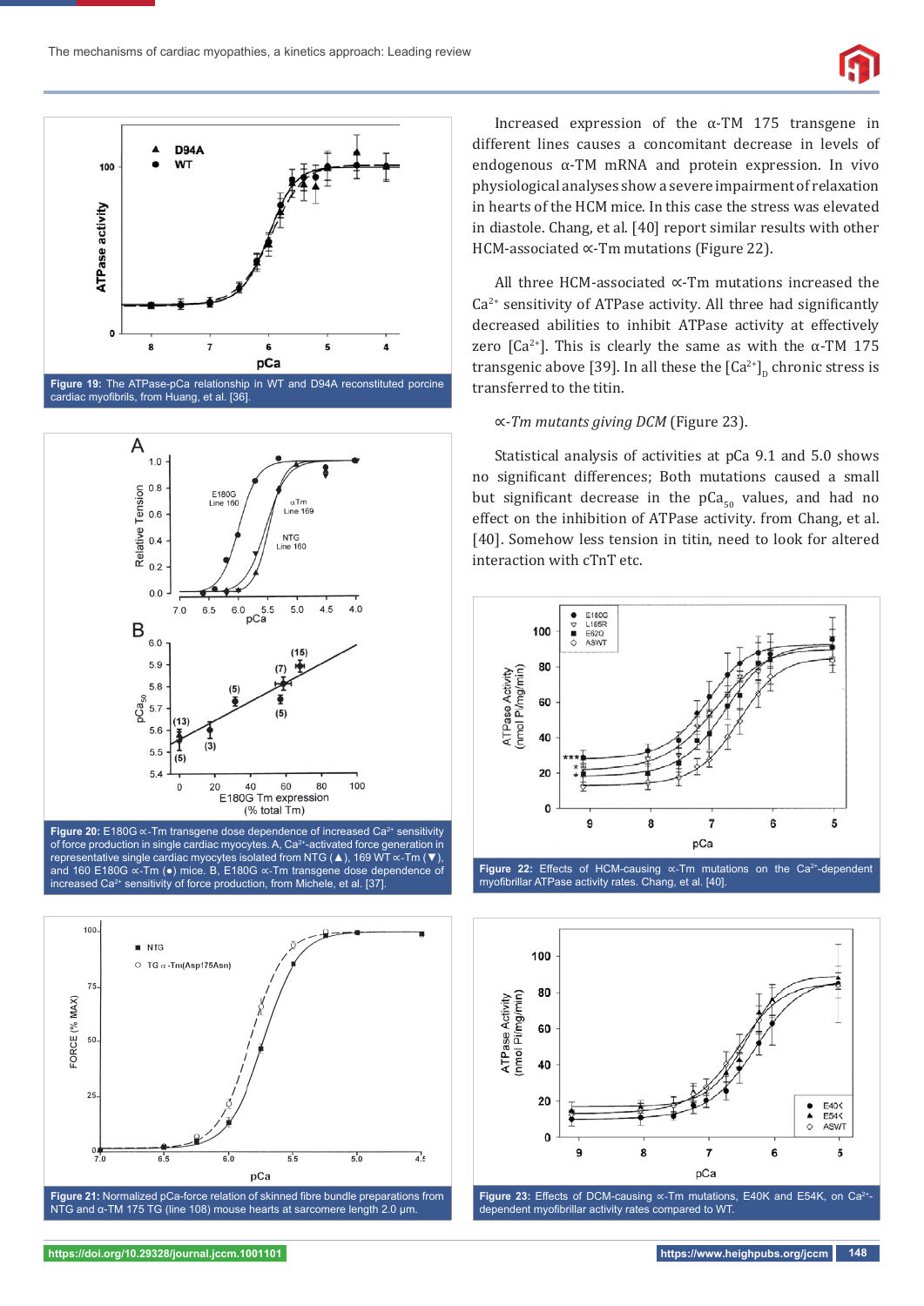Increased expression of the α-TM 175 transgene in different lines causes a concomitant decrease in levels of endogenous α-TM mRNA and protein expression. In vivo physiological analyses show a severe impairment of relaxation in hearts of the HCM mice. In this case the stress was elevated in diastole. Chang, et al. [40] report similar results with other HCM-associated ∝-Tm mutations (Figure 22).

All three HCM-associated ∝-Tm mutations increased the $Ca^{2+}$ sensitivity of ATPase activity. All three had significantly decreased abilities to inhibit ATPase activity at effectively zero $[Ca^{2+}]$. This is clearly the same as with the α-TM 175 transgenic above [39]. In all these the $[Ca^{2+}]_D$ chronic stress is transferred to the titin.

∝-*Tm mutants giving DCM* (Figure 23).

Statistical analysis of activities at pCa 9.1 and 5.0 shows no significant differences; Both mutations caused a small but significant decrease in the $pCa_{50}$ values, and had no effect on the inhibition of ATPase activity. from Chang, et al. [40]. Somehow less tension in titin, need to look for altered interaction with cTnT etc.

**Figure 19:** The ATPase-pCa relationship in WT and D94A reconstituted porcine cardiac myofibrils, from Huang, et al. [36].

**Figure 20:** E180G ∝-Tm transgene dose dependence of increased $Ca^{2+}$ sensitivity of force production in single cardiac myocytes. A, $Ca^{2+}$-activated force generation in representative single cardiac myocytes isolated from NTG (▲), 169 WT ∝-Tm (▼), and 160 E180G ∝-Tm (●) mice. B, E180G ∝-Tm transgene dose dependence of increased $Ca^{2+}$ sensitivity of force production, from Michele, et al. [37].

**Figure 21:** Normalized pCa-force relation of skinned fibre bundle preparations from NTG and α-TM 175 TG (line 108) mouse hearts at sarcomere length 2.0 µm.

**Figure 22:** Effects of HCM-causing ∝-Tm mutations on the $Ca^{2+}$-dependent myofibrillar ATPase activity rates. Chang, et al. [40].

**Figure 23:** Effects of DCM-causing ∝-Tm mutations, E40K and E54K, on $Ca^{2+}$-dependent myofibrillar activity rates compared to WT.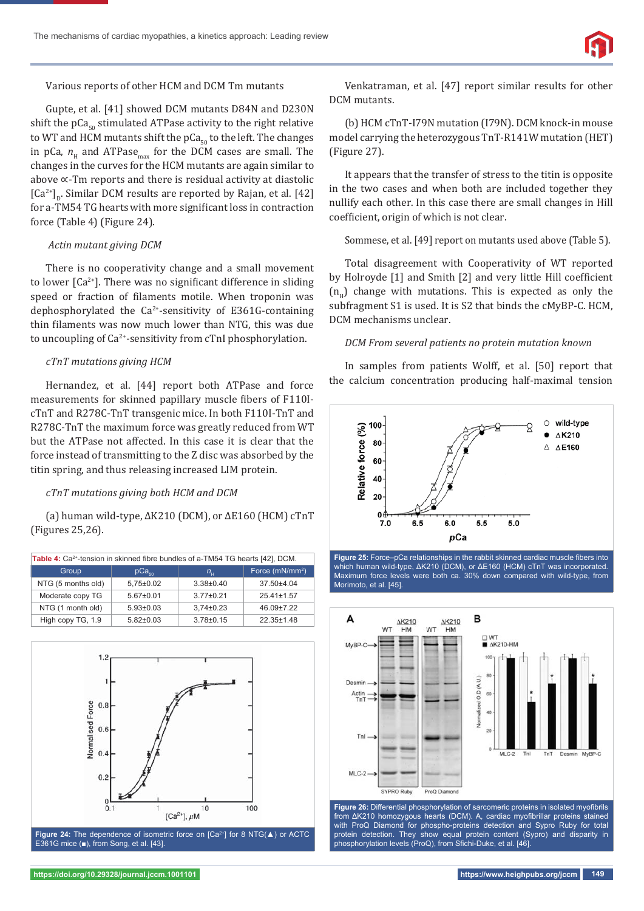Various reports of other HCM and DCM Tm mutants

Gupte, et al. [41] showed DCM mutants D84N and D230N shift the $pCa_{50}$ stimulated ATPase activity to the right relative to WT and HCM mutants shift the $pCa_{50}$ to the left. The changes in pCa, $n_H$ and $ATPase_{max}$ for the DCM cases are small. The changes in the curves for the HCM mutants are again similar to above ∝-Tm reports and there is residual activity at diastolic $[Ca^{2+}]_D$. Similar DCM results are reported by Rajan, et al. [42] for a-TM54 TG hearts with more significant loss in contraction force (Table 4) (Figure 24).

*Actin mutant giving DCM*

There is no cooperativity change and a small movement to lower $[Ca^{2+}]$. There was no significant difference in sliding speed or fraction of filaments motile. When troponin was dephosphorylated the $Ca^{2+}$-sensitivity of E361G-containing thin filaments was now much lower than NTG, this was due to uncoupling of $Ca^{2+}$-sensitivity from cTnI phosphorylation.

*cTnT mutations giving HCM*

Hernandez, et al. [44] report both ATPase and force measurements for skinned papillary muscle fibers of F110I-cTnT and R278C-TnT transgenic mice. In both F110I-TnT and R278C-TnT the maximum force was greatly reduced from WT but the ATPase not affected. In this case it is clear that the force instead of transmitting to the Z disc was absorbed by the titin spring, and thus releasing increased LIM protein.

*cTnT mutations giving both HCM and DCM*

(a) human wild-type, ΔK210 (DCM), or ΔE160 (HCM) cTnT (Figures 25,26).

**Table 4:** $Ca^{2+}$-tension in skinned fibre bundles of a-TM54 TG hearts [42], DCM.

| Group | $pCa_{50}$ | $n_H$ | Force (mN/mm²) |
|---|---|---|---|
| NTG (5 months old) | 5,75±0.02 | 3.38±0.40 | 37.50±4.04 |
| Moderate copy TG | 5.67±0.01 | 3.77±0.21 | 25.41±1.57 |
| NTG (1 month old) | 5.93±0.03 | 3,74±0.23 | 46.09±7.22 |
| High copy TG, 1.9 | 5.82±0.03 | 3.78±0.15 | 22.35±1.48 |

**Figure 24:** The dependence of isometric force on $[Ca^{2+}]$ for 8 NTG(▲) or ACTC E361G mice (■), from Song, et al. [43].

Venkatraman, et al. [47] report similar results for other DCM mutants.

(b) HCM cTnT-I79N mutation (I79N). DCM knock-in mouse model carrying the heterozygous TnT-R141W mutation (HET) (Figure 27).

It appears that the transfer of stress to the titin is opposite in the two cases and when both are included together they nullify each other. In this case there are small changes in Hill coefficient, origin of which is not clear.

Sommese, et al. [49] report on mutants used above (Table 5).

Total disagreement with Cooperativity of WT reported by Holroyde [1] and Smith [2] and very little Hill coefficient ($n_H$) change with mutations. This is expected as only the subfragment S1 is used. It is S2 that binds the cMyBP-C. HCM, DCM mechanisms unclear.

*DCM From several patients no protein mutation known*

In samples from patients Wolff, et al. [50] report that the calcium concentration producing half-maximal tension

**Figure 25:** Force–pCa relationships in the rabbit skinned cardiac muscle fibers into which human wild-type, ΔK210 (DCM), or ΔE160 (HCM) cTnT was incorporated. Maximum force levels were both ca. 30% down compared with wild-type, from Morimoto, et al. [45].

**Figure 26:** Differential phosphorylation of sarcomeric proteins in isolated myofibrils from ΔK210 homozygous hearts (DCM). A, cardiac myofibrillar proteins stained with ProQ Diamond for phospho-proteins detection and Sypro Ruby for total protein detection. They show equal protein content (Sypro) and disparity in phosphorylation levels (ProQ), from Sfichi-Duke, et al. [46].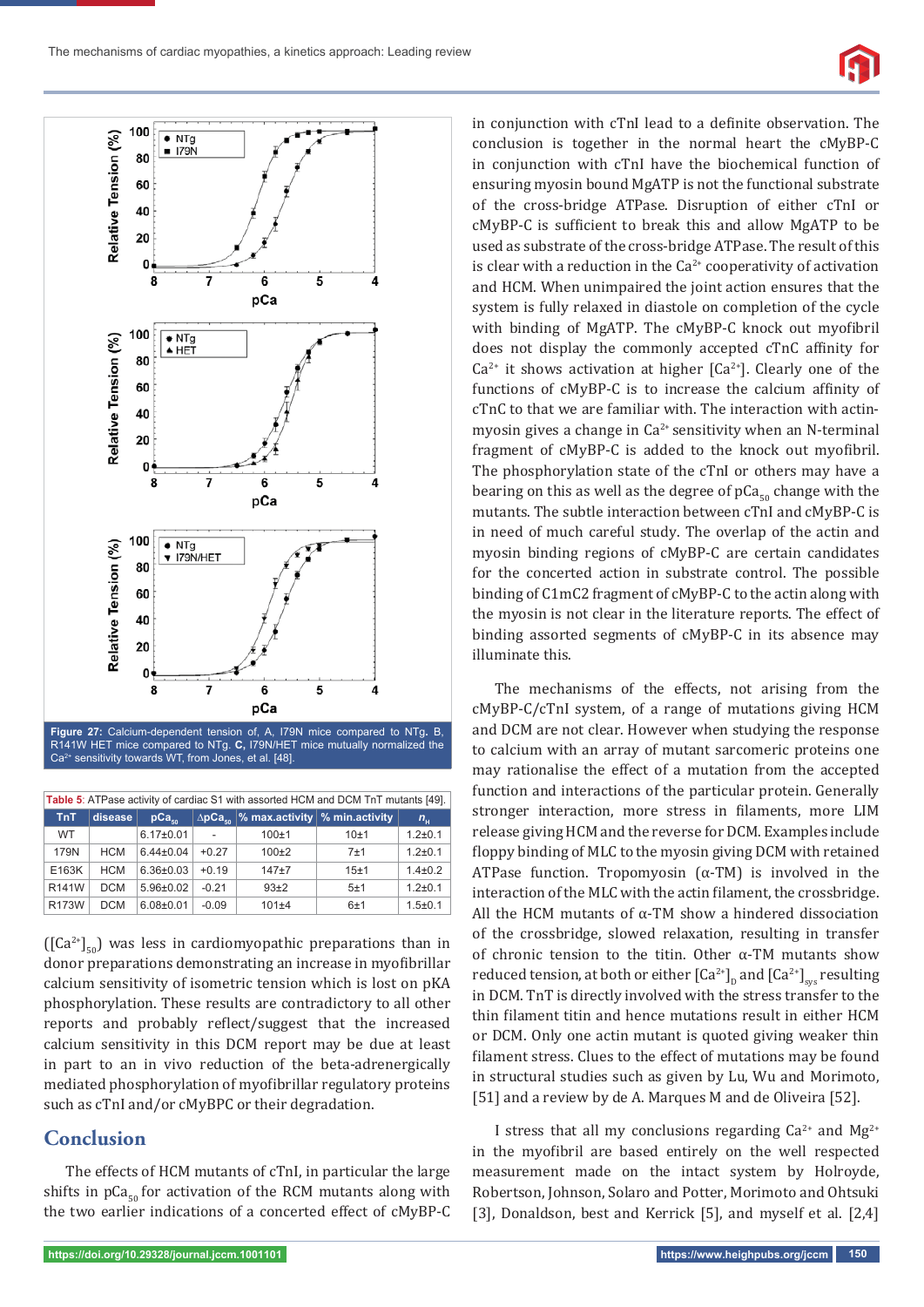Figure 27: Calcium-dependent tension of, A, I79N mice compared to NTg. B, R141W HET mice compared to NTg. **C**, I79N/HET mice mutually normalized the $Ca^{2+}$ sensitivity towards WT, from Jones, et al. [48].

**Table 5**: ATPase activity of cardiac S1 with assorted HCM and DCM TnT mutants [49].

| TnT | disease | $pCa_{50}$ | $\Delta pCa_{50}$ | % max.activity | % min.activity | $n_H$ |
|---|---|---|---|---|---|---|
| WT | | 6.17±0.01 | - | 100±1 | 10±1 | 1.2±0.1 |
| 179N | HCM | 6.44±0.04 | +0.27 | 100±2 | 7±1 | 1.2±0.1 |
| E163K | HCM | 6.36±0.03 | +0.19 | 147±7 | 15±1 | 1.4±0.2 |
| R141W | DCM | 5.96±0.02 | -0.21 | 93±2 | 5±1 | 1.2±0.1 |
| R173W | DCM | 6.08±0.01 | -0.09 | 101±4 | 6±1 | 1.5±0.1 |

($[Ca^{2+}]_{50}$) was less in cardiomyopathic preparations than in donor preparations demonstrating an increase in myofibrillar calcium sensitivity of isometric tension which is lost on pKA phosphorylation. These results are contradictory to all other reports and probably reflect/suggest that the increased calcium sensitivity in this DCM report may be due at least in part to an in vivo reduction of the beta-adrenergically mediated phosphorylation of myofibrillar regulatory proteins such as cTnI and/or cMyBPC or their degradation.

## Conclusion

The effects of HCM mutants of cTnI, in particular the large shifts in $pCa_{50}$ for activation of the RCM mutants along with the two earlier indications of a concerted effect of cMyBP-C in conjunction with cTnI lead to a definite observation. The conclusion is together in the normal heart the cMyBP-C in conjunction with cTnI have the biochemical function of ensuring myosin bound MgATP is not the functional substrate of the cross-bridge ATPase. Disruption of either cTnI or cMyBP-C is sufficient to break this and allow MgATP to be used as substrate of the cross-bridge ATPase. The result of this is clear with a reduction in the $Ca^{2+}$ cooperativity of activation and HCM. When unimpaired the joint action ensures that the system is fully relaxed in diastole on completion of the cycle with binding of MgATP. The cMyBP-C knock out myofibril does not display the commonly accepted cTnC affinity for $Ca^{2+}$ it shows activation at higher $[Ca^{2+}]$. Clearly one of the functions of cMyBP-C is to increase the calcium affinity of cTnC to that we are familiar with. The interaction with actin-myosin gives a change in $Ca^{2+}$ sensitivity when an N-terminal fragment of cMyBP-C is added to the knock out myofibril. The phosphorylation state of the cTnI or others may have a bearing on this as well as the degree of $pCa_{50}$ change with the mutants. The subtle interaction between cTnI and cMyBP-C is in need of much careful study. The overlap of the actin and myosin binding regions of cMyBP-C are certain candidates for the concerted action in substrate control. The possible binding of C1mC2 fragment of cMyBP-C to the actin along with the myosin is not clear in the literature reports. The effect of binding assorted segments of cMyBP-C in its absence may illuminate this.

The mechanisms of the effects, not arising from the cMyBP-C/cTnI system, of a range of mutations giving HCM and DCM are not clear. However when studying the response to calcium with an array of mutant sarcomeric proteins one may rationalise the effect of a mutation from the accepted function and interactions of the particular protein. Generally stronger interaction, more stress in filaments, more LIM release giving HCM and the reverse for DCM. Examples include floppy binding of MLC to the myosin giving DCM with retained ATPase function. Tropomyosin (α-TM) is involved in the interaction of the MLC with the actin filament, the crossbridge. All the HCM mutants of α-TM show a hindered dissociation of the crossbridge, slowed relaxation, resulting in transfer of chronic tension to the titin. Other α-TM mutants show reduced tension, at both or either $[Ca^{2+}]_D$ and $[Ca^{2+}]_{sys}$ resulting in DCM. TnT is directly involved with the stress transfer to the thin filament titin and hence mutations result in either HCM or DCM. Only one actin mutant is quoted giving weaker thin filament stress. Clues to the effect of mutations may be found in structural studies such as given by Lu, Wu and Morimoto, [51] and a review by de A. Marques M and de Oliveira [52].

I stress that all my conclusions regarding $Ca^{2+}$ and $Mg^{2+}$ in the myofibril are based entirely on the well respected measurement made on the intact system by Holroyde, Robertson, Johnson, Solaro and Potter, Morimoto and Ohtsuki [3], Donaldson, best and Kerrick [5], and myself et al. [2,4]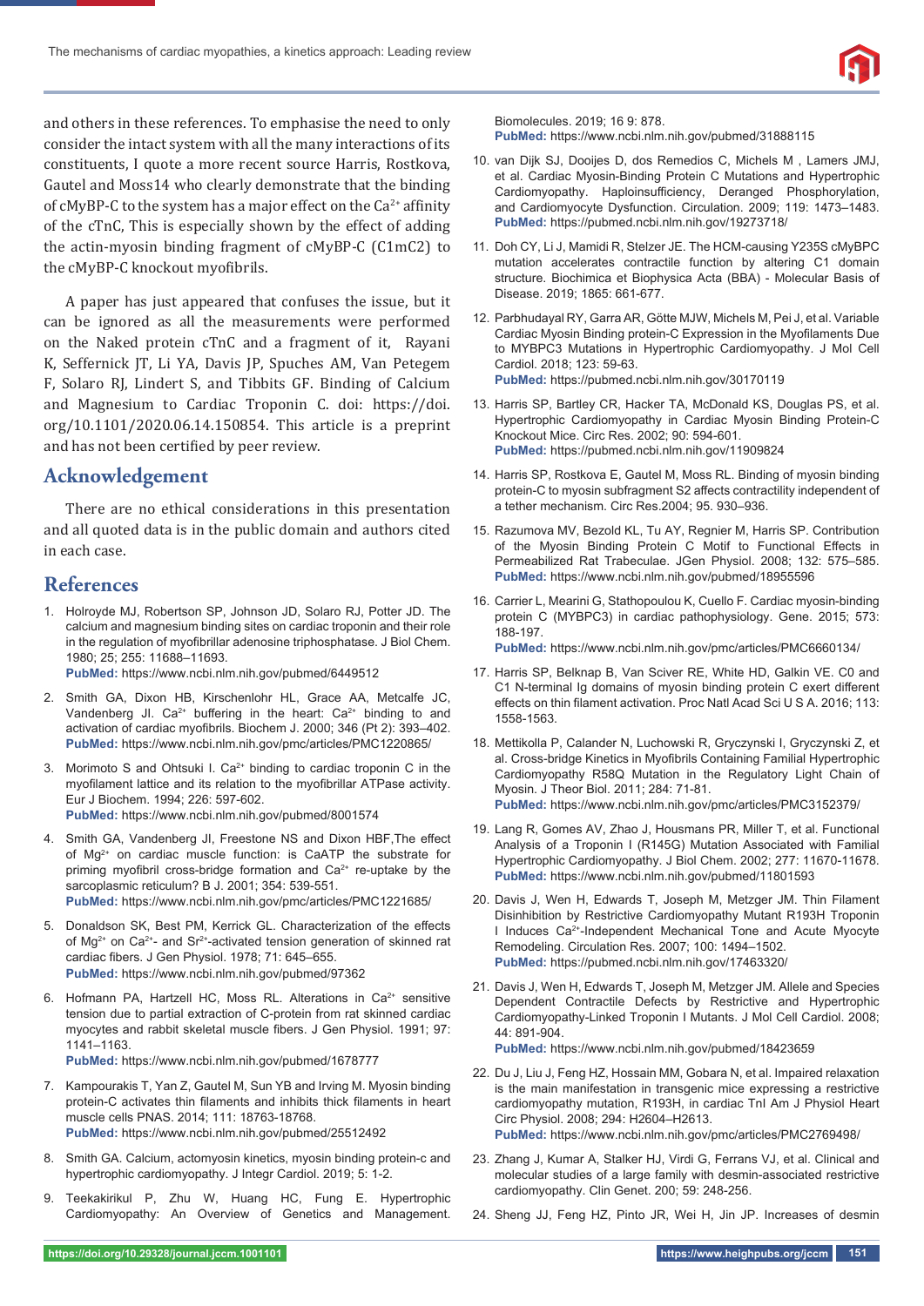and others in these references. To emphasise the need to only consider the intact system with all the many interactions of its constituents, I quote a more recent source Harris, Rostkova, Gautel and Moss14 who clearly demonstrate that the binding of cMyBP-C to the system has a major effect on the $Ca^{2+}$ affinity of the cTnC, This is especially shown by the effect of adding the actin-myosin binding fragment of cMyBP-C (C1mC2) to the cMyBP-C knockout myofibrils.

A paper has just appeared that confuses the issue, but it can be ignored as all the measurements were performed on the Naked protein cTnC and a fragment of it, Rayani K, Seffernick JT, Li YA, Davis JP, Spuches AM, Van Petegem F, Solaro RJ, Lindert S, and Tibbits GF. Binding of Calcium and Magnesium to Cardiac Troponin C. doi: https://doi.org/10.1101/2020.06.14.150854. This article is a preprint and has not been certified by peer review.

## Acknowledgement

There are no ethical considerations in this presentation and all quoted data is in the public domain and authors cited in each case.

## References

1. Holroyde MJ, Robertson SP, Johnson JD, Solaro RJ, Potter JD. The calcium and magnesium binding sites on cardiac troponin and their role in the regulation of myofibrillar adenosine triphosphatase. J Biol Chem. 1980; 25; 255: 11688–11693. **PubMed:** https://www.ncbi.nlm.nih.gov/pubmed/6449512
2. Smith GA, Dixon HB, Kirschenlohr HL, Grace AA, Metcalfe JC, Vandenberg JI. $Ca^{2+}$ buffering in the heart: $Ca^{2+}$ binding to and activation of cardiac myofibrils. Biochem J. 2000; 346 (Pt 2): 393–402. **PubMed:** https://www.ncbi.nlm.nih.gov/pmc/articles/PMC1220865/
3. Morimoto S and Ohtsuki I. $Ca^{2+}$ binding to cardiac troponin C in the myofilament lattice and its relation to the myofibrillar ATPase activity. Eur J Biochem. 1994; 226: 597-602. **PubMed:** https://www.ncbi.nlm.nih.gov/pubmed/8001574
4. Smith GA, Vandenberg JI, Freestone NS and Dixon HBF,The effect of $Mg^{2+}$ on cardiac muscle function: is CaATP the substrate for priming myofibril cross-bridge formation and $Ca^{2+}$ re-uptake by the sarcoplasmic reticulum? B J. 2001; 354: 539-551. **PubMed:** https://www.ncbi.nlm.nih.gov/pmc/articles/PMC1221685/
5. Donaldson SK, Best PM, Kerrick GL. Characterization of the effects of $Mg^{2+}$ on $Ca^{2+}$- and $Sr^{2+}$-activated tension generation of skinned rat cardiac fibers. J Gen Physiol. 1978; 71: 645–655. **PubMed:** https://www.ncbi.nlm.nih.gov/pubmed/97362
6. Hofmann PA, Hartzell HC, Moss RL. Alterations in $Ca^{2+}$ sensitive tension due to partial extraction of C-protein from rat skinned cardiac myocytes and rabbit skeletal muscle fibers. J Gen Physiol. 1991; 97: 1141–1163. **PubMed:** https://www.ncbi.nlm.nih.gov/pubmed/1678777
7. Kampourakis T, Yan Z, Gautel M, Sun YB and Irving M. Myosin binding protein-C activates thin filaments and inhibits thick filaments in heart muscle cells PNAS. 2014; 111: 18763-18768. **PubMed:** https://www.ncbi.nlm.nih.gov/pubmed/25512492
8. Smith GA. Calcium, actomyosin kinetics, myosin binding protein-c and hypertrophic cardiomyopathy. J Integr Cardiol. 2019; 5: 1-2.
9. Teekakirikul P, Zhu W, Huang HC, Fung E. Hypertrophic Cardiomyopathy: An Overview of Genetics and Management. Biomolecules. 2019; 16 9: 878. **PubMed:** https://www.ncbi.nlm.nih.gov/pubmed/31888115
10. van Dijk SJ, Dooijes D, dos Remedios C, Michels M , Lamers JMJ, et al. Cardiac Myosin-Binding Protein C Mutations and Hypertrophic Cardiomyopathy. Haploinsufficiency, Deranged Phosphorylation, and Cardiomyocyte Dysfunction. Circulation. 2009; 119: 1473–1483. **PubMed:** https://pubmed.ncbi.nlm.nih.gov/19273718/
11. Doh CY, Li J, Mamidi R, Stelzer JE. The HCM-causing Y235S cMyBPC mutation accelerates contractile function by altering C1 domain structure. Biochimica et Biophysica Acta (BBA) - Molecular Basis of Disease. 2019; 1865: 661-677.
12. Parbhudayal RY, Garra AR, Götte MJW, Michels M, Pei J, et al. Variable Cardiac Myosin Binding protein-C Expression in the Myofilaments Due to MYBPC3 Mutations in Hypertrophic Cardiomyopathy. J Mol Cell Cardiol. 2018; 123: 59-63. **PubMed:** https://pubmed.ncbi.nlm.nih.gov/30170119
13. Harris SP, Bartley CR, Hacker TA, McDonald KS, Douglas PS, et al. Hypertrophic Cardiomyopathy in Cardiac Myosin Binding Protein-C Knockout Mice. Circ Res. 2002; 90: 594-601. **PubMed:** https://pubmed.ncbi.nlm.nih.gov/11909824
14. Harris SP, Rostkova E, Gautel M, Moss RL. Binding of myosin binding protein-C to myosin subfragment S2 affects contractility independent of a tether mechanism. Circ Res.2004; 95. 930–936.
15. Razumova MV, Bezold KL, Tu AY, Regnier M, Harris SP. Contribution of the Myosin Binding Protein C Motif to Functional Effects in Permeabilized Rat Trabeculae. JGen Physiol. 2008; 132: 575–585. **PubMed:** https://www.ncbi.nlm.nih.gov/pubmed/18955596
16. Carrier L, Mearini G, Stathopoulou K, Cuello F. Cardiac myosin-binding protein C (MYBPC3) in cardiac pathophysiology. Gene. 2015; 573: 188-197. **PubMed:** https://www.ncbi.nlm.nih.gov/pmc/articles/PMC6660134/
17. Harris SP, Belknap B, Van Sciver RE, White HD, Galkin VE. C0 and C1 N-terminal Ig domains of myosin binding protein C exert different effects on thin filament activation. Proc Natl Acad Sci U S A. 2016; 113: 1558-1563.
18. Mettikolla P, Calander N, Luchowski R, Gryczynski I, Gryczynski Z, et al. Cross-bridge Kinetics in Myofibrils Containing Familial Hypertrophic Cardiomyopathy R58Q Mutation in the Regulatory Light Chain of Myosin. J Theor Biol. 2011; 284: 71-81. **PubMed:** https://www.ncbi.nlm.nih.gov/pmc/articles/PMC3152379/
19. Lang R, Gomes AV, Zhao J, Housmans PR, Miller T, et al. Functional Analysis of a Troponin I (R145G) Mutation Associated with Familial Hypertrophic Cardiomyopathy. J Biol Chem. 2002; 277: 11670-11678. **PubMed:** https://www.ncbi.nlm.nih.gov/pubmed/11801593
20. Davis J, Wen H, Edwards T, Joseph M, Metzger JM. Thin Filament Disinhibition by Restrictive Cardiomyopathy Mutant R193H Troponin I Induces $Ca^{2+}$-Independent Mechanical Tone and Acute Myocyte Remodeling. Circulation Res. 2007; 100: 1494–1502. **PubMed:** https://pubmed.ncbi.nlm.nih.gov/17463320/
21. Davis J, Wen H, Edwards T, Joseph M, Metzger JM. Allele and Species Dependent Contractile Defects by Restrictive and Hypertrophic Cardiomyopathy-Linked Troponin I Mutants. J Mol Cell Cardiol. 2008; 44: 891-904. **PubMed:** https://www.ncbi.nlm.nih.gov/pubmed/18423659
22. Du J, Liu J, Feng HZ, Hossain MM, Gobara N, et al. Impaired relaxation is the main manifestation in transgenic mice expressing a restrictive cardiomyopathy mutation, R193H, in cardiac TnI Am J Physiol Heart Circ Physiol. 2008; 294: H2604–H2613. **PubMed:** https://www.ncbi.nlm.nih.gov/pmc/articles/PMC2769498/
23. Zhang J, Kumar A, Stalker HJ, Virdi G, Ferrans VJ, et al. Clinical and molecular studies of a large family with desmin-associated restrictive cardiomyopathy. Clin Genet. 200; 59: 248-256.
24. Sheng JJ, Feng HZ, Pinto JR, Wei H, Jin JP. Increases of desmin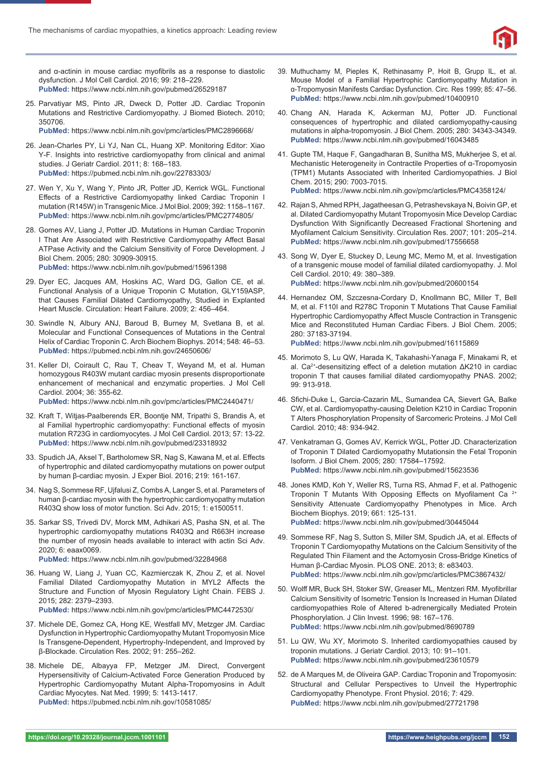and α-actinin in mouse cardiac myofibrils as a response to diastolic dysfunction. J Mol Cell Cardiol. 2016; 99: 218–229.
**PubMed:** https://www.ncbi.nlm.nih.gov/pubmed/26529187

25. Parvatiyar MS, Pinto JR, Dweck D, Potter JD. Cardiac Troponin Mutations and Restrictive Cardiomyopathy. J Biomed Biotech. 2010; 350706.
**PubMed:** https://www.ncbi.nlm.nih.gov/pmc/articles/PMC2896668/

26. Jean-Charles PY, Li YJ, Nan CL, Huang XP. Monitoring Editor: Xiao Y-F. Insights into restrictive cardiomyopathy from clinical and animal studies. J Geriatr Cardiol. 2011; 8: 168–183.
**PubMed:** https://pubmed.ncbi.nlm.nih.gov/22783303/

27. Wen Y, Xu Y, Wang Y, Pinto JR, Potter JD, Kerrick WGL. Functional Effects of a Restrictive Cardiomyopathy linked Cardiac Troponin I mutation (R145W) in Transgenic Mice. J Mol Biol. 2009; 392: 1158–1167.
**PubMed:** https://www.ncbi.nlm.nih.gov/pmc/articles/PMC2774805/

28. Gomes AV, Liang J, Potter JD. Mutations in Human Cardiac Troponin I That Are Associated with Restrictive Cardiomyopathy Affect Basal ATPase Activity and the Calcium Sensitivity of Force Development. J Biol Chem. 2005; 280: 30909-30915.
**PubMed:** https://www.ncbi.nlm.nih.gov/pubmed/15961398

29. Dyer EC, Jacques AM, Hoskins AC, Ward DG, Gallon CE, et al. Functional Analysis of a Unique Troponin C Mutation, GLY159ASP, that Causes Familial Dilated Cardiomyopathy, Studied in Explanted Heart Muscle. Circulation: Heart Failure. 2009; 2: 456–464.

30. Swindle N, Albury ANJ, Baroud B, Burney M, Svetlana B, et al. Molecular and Functional Consequences of Mutations in the Central Helix of Cardiac Troponin C. Arch Biochem Biophys. 2014; 548: 46–53.
**PubMed:** https://pubmed.ncbi.nlm.nih.gov/24650606/

31. Keller DI, Coirault C, Rau T, Cheav T, Weyand M, et al. Human homozygous R403W mutant cardiac myosin presents disproportionate enhancement of mechanical and enzymatic properties. J Mol Cell Cardiol. 2004; 36: 355-62.
**PubMed:** https://www.ncbi.nlm.nih.gov/pmc/articles/PMC2440471/

32. Kraft T, Witjas-Paalberends ER, Boontje NM, Tripathi S, Brandis A, et al Familial hypertrophic cardiomyopathy: Functional effects of myosin mutation R723G in cardiomyocytes. J Mol Cell Cardiol. 2013; 57: 13-22.
**PubMed:** https://www.ncbi.nlm.nih.gov/pubmed/23318932

33. Spudich JA, Aksel T, Bartholomew SR, Nag S, Kawana M, et al. Effects of hypertrophic and dilated cardiomyopathy mutations on power output by human β-cardiac myosin. J Exper Biol. 2016; 219: 161-167.

34. Nag S, Sommese RF, Ujfalusi Z, Combs A, Langer S, et al. Parameters of human β-cardiac myosin with the hypertrophic cardiomyopathy mutation R403Q show loss of motor function. Sci Adv. 2015; 1: e1500511.

35. Sarkar SS, Trivedi DV, Morck MM, Adhikari AS, Pasha SN, et al. The hypertrophic cardiomyopathy mutations R403Q and R663H increase the number of myosin heads available to interact with actin Sci Adv. 2020; 6: eaax0069.
**PubMed:** https://www.ncbi.nlm.nih.gov/pubmed/32284968

36. Huang W, Liang J, Yuan CC, Kazmierczak K, Zhou Z, et al. Novel Familial Dilated Cardiomyopathy Mutation in MYL2 Affects the Structure and Function of Myosin Regulatory Light Chain. FEBS J. 2015; 282: 2379–2393.
**PubMed:** https://www.ncbi.nlm.nih.gov/pmc/articles/PMC4472530/

37. Michele DE, Gomez CA, Hong KE, Westfall MV, Metzger JM. Cardiac Dysfunction in Hypertrophic Cardiomyopathy Mutant Tropomyosin Mice Is Transgene-Dependent, Hypertrophy-Independent, and Improved by β-Blockade. Circulation Res. 2002; 91: 255–262.

38. Michele DE, Albayya FP, Metzger JM. Direct, Convergent Hypersensitivity of Calcium-Activated Force Generation Produced by Hypertrophic Cardiomyopathy Mutant Alpha-Tropomyosins in Adult Cardiac Myocytes. Nat Med. 1999; 5: 1413-1417.
**PubMed:** https://pubmed.ncbi.nlm.nih.gov/10581085/

39. Muthuchamy M, Pieples K, Rethinasamy P, Hoit B, Grupp IL, et al. Mouse Model of a Familial Hypertrophic Cardiomyopathy Mutation in α-Tropomyosin Manifests Cardiac Dysfunction. Circ. Res 1999; 85: 47–56.
**PubMed:** https://www.ncbi.nlm.nih.gov/pubmed/10400910

40. Chang AN, Harada K, Ackerman MJ, Potter JD. Functional consequences of hypertrophic and dilated cardiomyopathy-causing mutations in alpha-tropomyosin. J Biol Chem. 2005; 280: 34343-34349.
**PubMed:** https://www.ncbi.nlm.nih.gov/pubmed/16043485

41. Gupte TM, Haque F, Gangadharan B, Sunitha MS, Mukherjee S, et al. Mechanistic Heterogeneity in Contractile Properties of α-Tropomyosin (TPM1) Mutants Associated with Inherited Cardiomyopathies. J Biol Chem. 2015; 290: 7003-7015.
**PubMed:** https://www.ncbi.nlm.nih.gov/pmc/articles/PMC4358124/

42. Rajan S, Ahmed RPH, Jagatheesan G, Petrashevskaya N, Boivin GP, et al. Dilated Cardiomyopathy Mutant Tropomyosin Mice Develop Cardiac Dysfunction With Significantly Decreased Fractional Shortening and Myofilament Calcium Sensitivity. Circulation Res. 2007; 101: 205–214.
**PubMed:** https://www.ncbi.nlm.nih.gov/pubmed/17556658

43. Song W, Dyer E, Stuckey D, Leung MC, Memo M, et al. Investigation of a transgenic mouse model of familial dilated cardiomyopathy. J. Mol Cell Cardiol. 2010; 49: 380–389.
**PubMed:** https://www.ncbi.nlm.nih.gov/pubmed/20600154

44. Hernandez OM, Szczesna-Cordary D, Knollmann BC, Miller T, Bell M, et al. F110I and R278C Troponin T Mutations That Cause Familial Hypertrophic Cardiomyopathy Affect Muscle Contraction in Transgenic Mice and Reconstituted Human Cardiac Fibers. J Biol Chem. 2005; 280: 37183-37194.
**PubMed:** https://www.ncbi.nlm.nih.gov/pubmed/16115869

45. Morimoto S, Lu QW, Harada K, Takahashi-Yanaga F, Minakami R, et al. $Ca^{2+}$-desensitizing effect of a deletion mutation ΔK210 in cardiac troponin T that causes familial dilated cardiomyopathy PNAS. 2002; 99: 913-918.

46. Sfichi-Duke L, Garcia-Cazarin ML, Sumandea CA, Sievert GA, Balke CW, et al. Cardiomyopathy-causing Deletion K210 in Cardiac Troponin T Alters Phosphorylation Propensity of Sarcomeric Proteins. J Mol Cell Cardiol. 2010; 48: 934-942.

47. Venkatraman G, Gomes AV, Kerrick WGL, Potter JD. Characterization of Troponin T Dilated Cardiomyopathy Mutationsin the Fetal Troponin Isoform. J Biol Chem. 2005; 280: 17584–17592.
**PubMed:** https://www.ncbi.nlm.nih.gov/pubmed/15623536

48. Jones KMD, Koh Y, Weller RS, Turna RS, Ahmad F, et al. Pathogenic Troponin T Mutants With Opposing Effects on Myofilament $Ca^{2+}$ Sensitivity Attenuate Cardiomyopathy Phenotypes in Mice. Arch Biochem Biophys. 2019; 661: 125-131.
**PubMed:** https://www.ncbi.nlm.nih.gov/pubmed/30445044

49. Sommese RF, Nag S, Sutton S, Miller SM, Spudich JA, et al. Effects of Troponin T Cardiomyopathy Mutations on the Calcium Sensitivity of the Regulated Thin Filament and the Actomyosin Cross-Bridge Kinetics of Human β-Cardiac Myosin. PLOS ONE. 2013; 8: e83403.
**PubMed:** https://www.ncbi.nlm.nih.gov/pmc/articles/PMC3867432/

50. Wolff MR, Buck SH, Stoker SW, Greaser ML, Mentzeri RM. Myofibrillar Calcium Sensitivity of Isometric Tension Is Increased in Human Dilated cardiomyopathies Role of Altered b-adrenergically Mediated Protein Phosphorylation. J Clin Invest. 1996; 98: 167–176.
**PubMed:** https://www.ncbi.nlm.nih.gov/pubmed/8690789

51. Lu QW, Wu XY, Morimoto S. Inherited cardiomyopathies caused by troponin mutations. J Geriatr Cardiol. 2013; 10: 91–101.
**PubMed:** https://www.ncbi.nlm.nih.gov/pubmed/23610579

52. de A Marques M, de Oliveira GAP. Cardiac Troponin and Tropomyosin: Structural and Cellular Perspectives to Unveil the Hypertrophic Cardiomyopathy Phenotype. Front Physiol. 2016; 7: 429.
**PubMed:** https://www.ncbi.nlm.nih.gov/pubmed/27721798